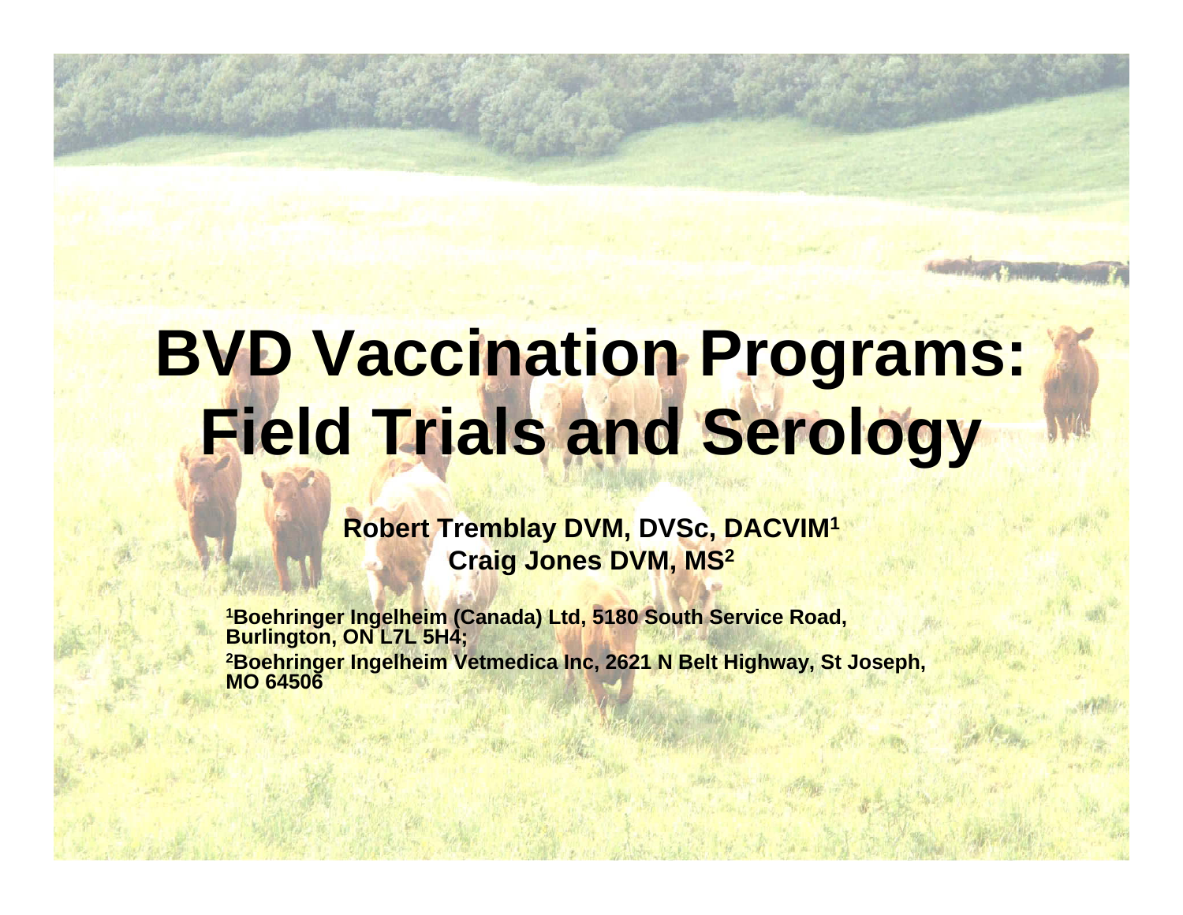# BVD Vaccination Programs: Field Trials and Serology

**Robert Tremblay DVM, DVSc, DACVIM[1]**
**Craig Jones DVM, MS[2]**

[1]Boehringer Ingelheim (Canada) Ltd, 5180 South Service Road, Burlington, ON L7L 5H4;

[2]Boehringer Ingelheim Vetmedica Inc, 2621 N Belt Highway, St Joseph, MO 64506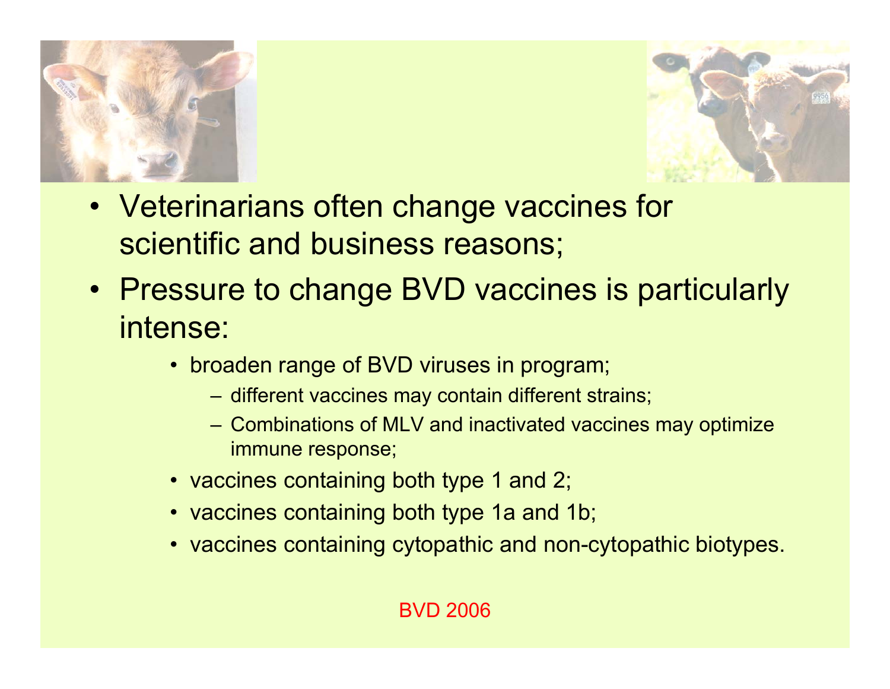- Veterinarians often change vaccines for scientific and business reasons;
- Pressure to change BVD vaccines is particularly intense:
  - broaden range of BVD viruses in program;
    - different vaccines may contain different strains;
    - Combinations of MLV and inactivated vaccines may optimize immune response;
  - vaccines containing both type 1 and 2;
  - vaccines containing both type 1a and 1b;
  - vaccines containing cytopathic and non-cytopathic biotypes.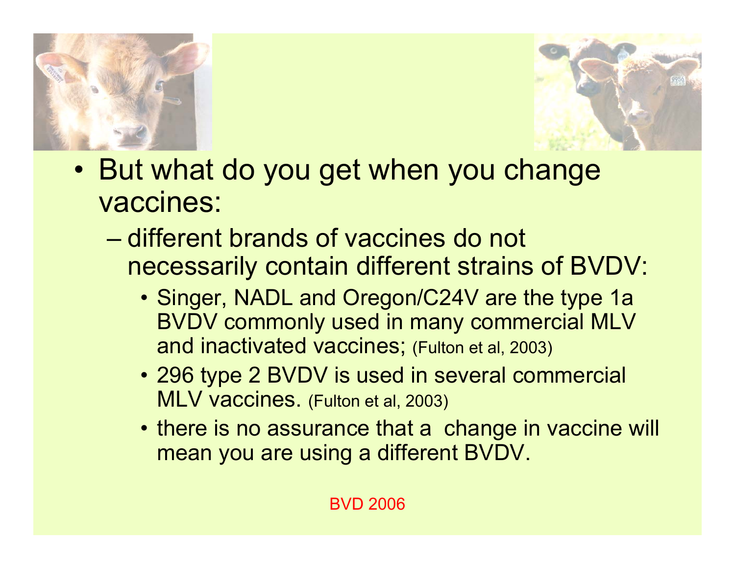- But what do you get when you change vaccines:
  - different brands of vaccines do not necessarily contain different strains of BVDV:
    - Singer, NADL and Oregon/C24V are the type 1a BVDV commonly used in many commercial MLV and inactivated vaccines; (Fulton et al, 2003)
    - 296 type 2 BVDV is used in several commercial MLV vaccines. (Fulton et al, 2003)
    - there is no assurance that a change in vaccine will mean you are using a different BVDV.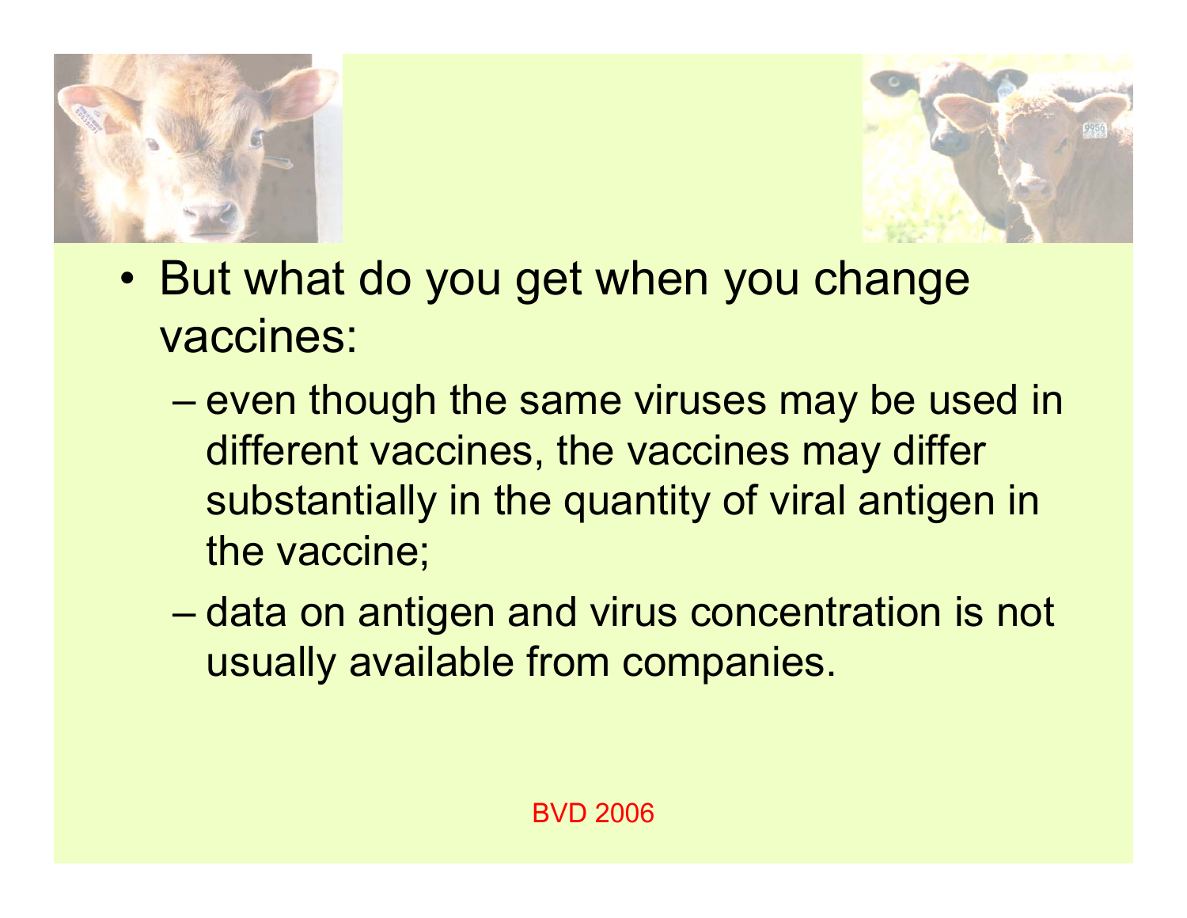- But what do you get when you change vaccines:
  - even though the same viruses may be used in different vaccines, the vaccines may differ substantially in the quantity of viral antigen in the vaccine;
  - data on antigen and virus concentration is not usually available from companies.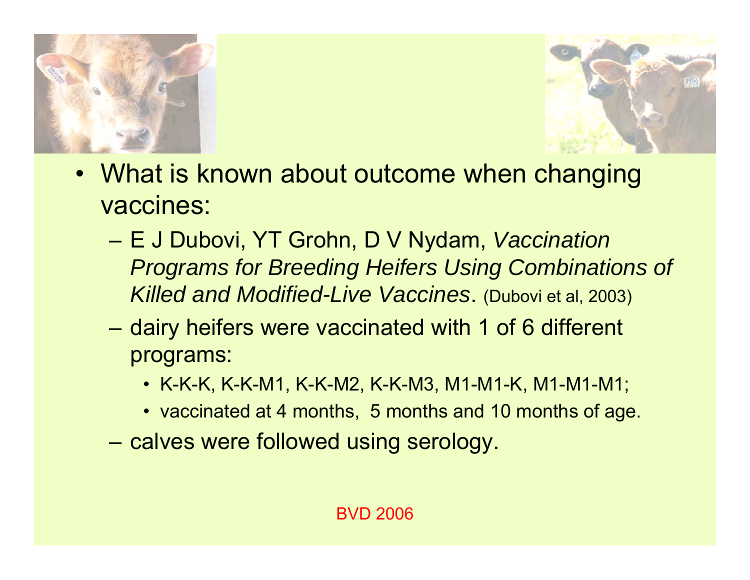- What is known about outcome when changing vaccines:
  - E J Dubovi, YT Grohn, D V Nydam, *Vaccination Programs for Breeding Heifers Using Combinations of Killed and Modified-Live Vaccines*. (Dubovi et al, 2003)
  - dairy heifers were vaccinated with 1 of 6 different programs:
    - K-K-K, K-K-M1, K-K-M2, K-K-M3, M1-M1-K, M1-M1-M1;
    - vaccinated at 4 months, 5 months and 10 months of age.
  - calves were followed using serology.

BVD 2006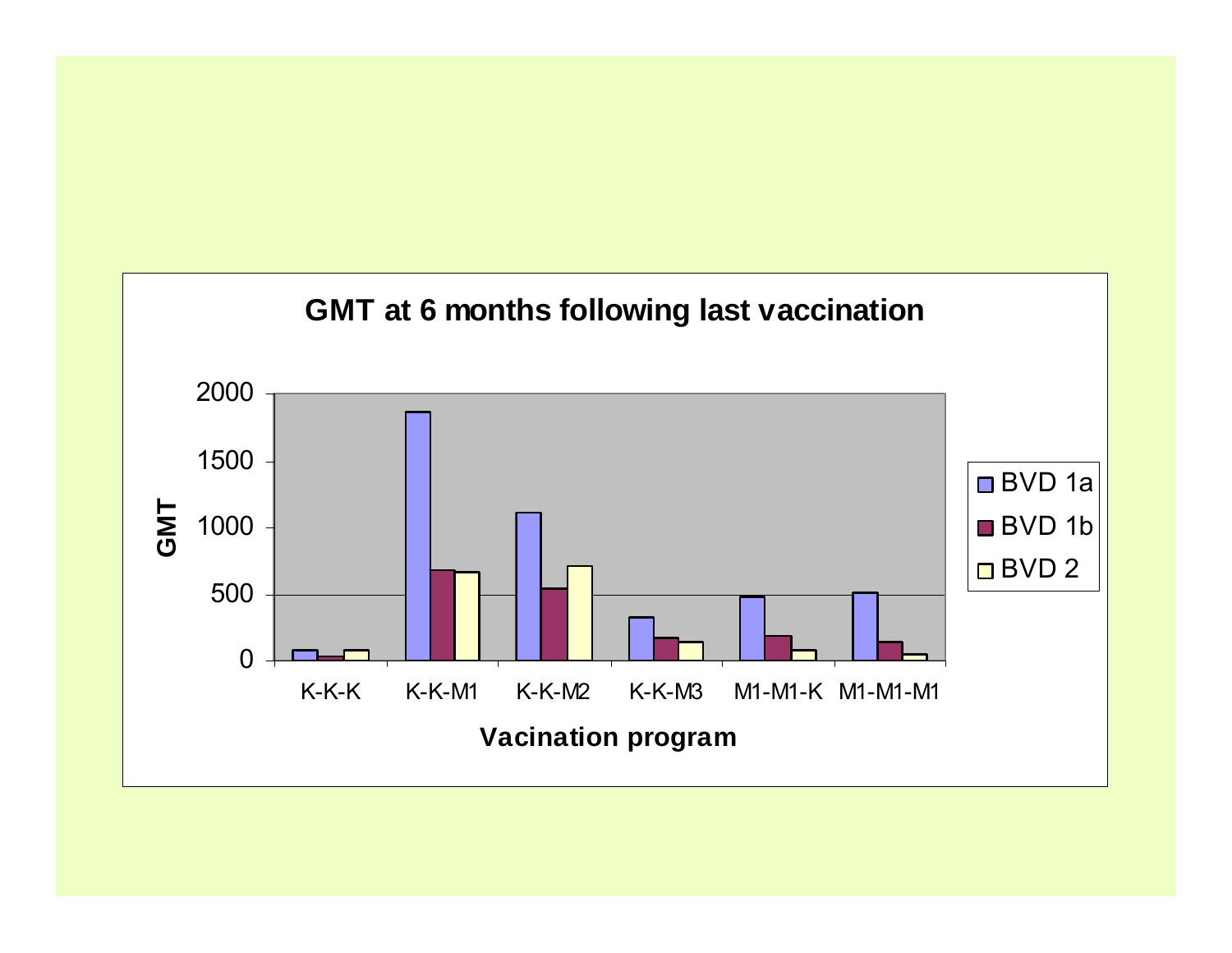**GMT at 6 months following last vaccination**

| Vacination program | BVD 1a | BVD 1b | BVD 2 |
|---|---|---|---|
| K-K-K | ~80 | ~30 | ~80 |
| K-K-M1 | ~1860 | ~680 | ~670 |
| K-K-M2 | ~1110 | ~540 | ~710 |
| K-K-M3 | ~320 | ~170 | ~140 |
| M1-M1-K | ~480 | ~180 | ~80 |
| M1-M1-M1 | ~510 | ~140 | ~50 |

GMT (y-axis, 0–2000) by Vacination program (x-axis)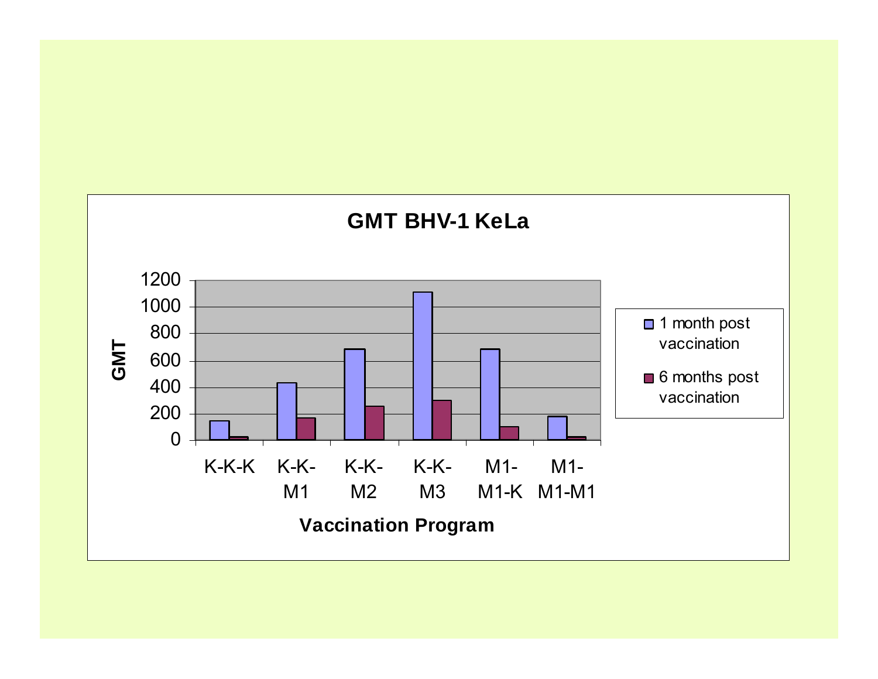**GMT BHV-1 KeLa**

| Vaccination Program | 1 month post vaccination | 6 months post vaccination |
|---|---|---|
| K-K-K | ~150 | ~25 |
| K-K-M1 | ~430 | ~170 |
| K-K-M2 | ~680 | ~255 |
| K-K-M3 | ~1110 | ~300 |
| M1-M1-K | ~680 | ~100 |
| M1-M1-M1 | ~180 | ~25 |

Values are approximate readings of the chart's bar heights (y-axis: GMT, 0–1200).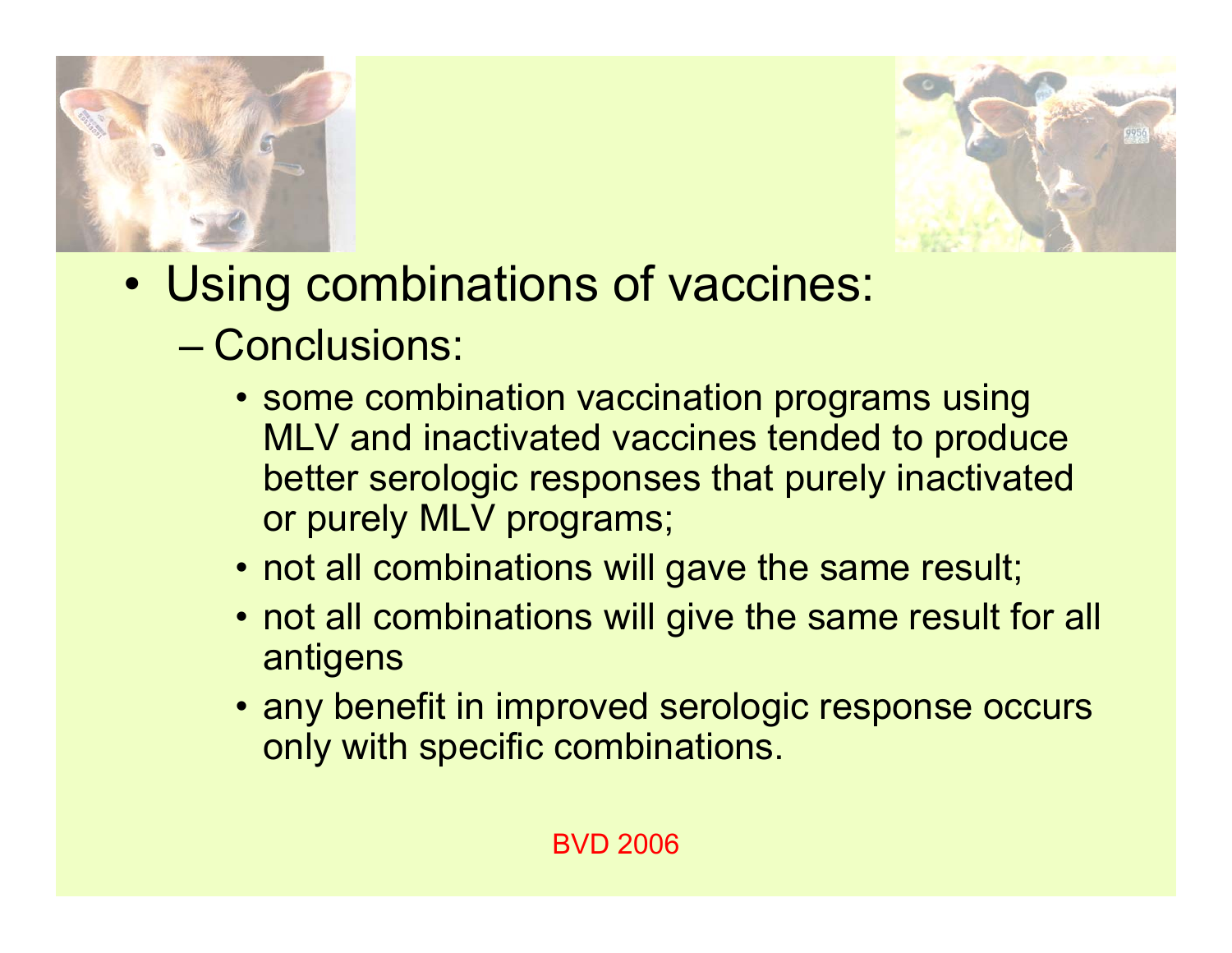- Using combinations of vaccines:
  - Conclusions:
    - some combination vaccination programs using MLV and inactivated vaccines tended to produce better serologic responses that purely inactivated or purely MLV programs;
    - not all combinations will gave the same result;
    - not all combinations will give the same result for all antigens
    - any benefit in improved serologic response occurs only with specific combinations.

BVD 2006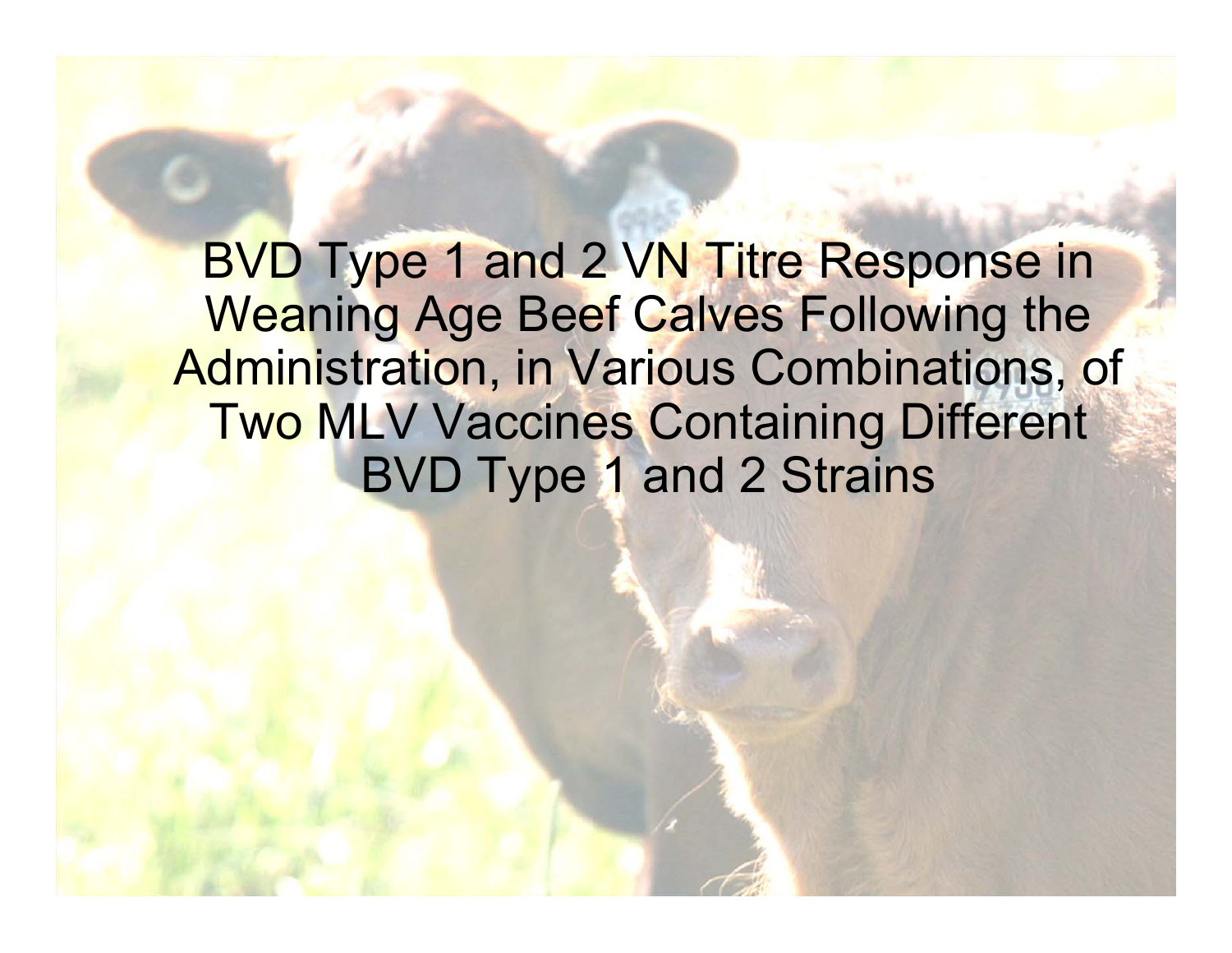# BVD Type 1 and 2 VN Titre Response in Weaning Age Beef Calves Following the Administration, in Various Combinations, of Two MLV Vaccines Containing Different BVD Type 1 and 2 Strains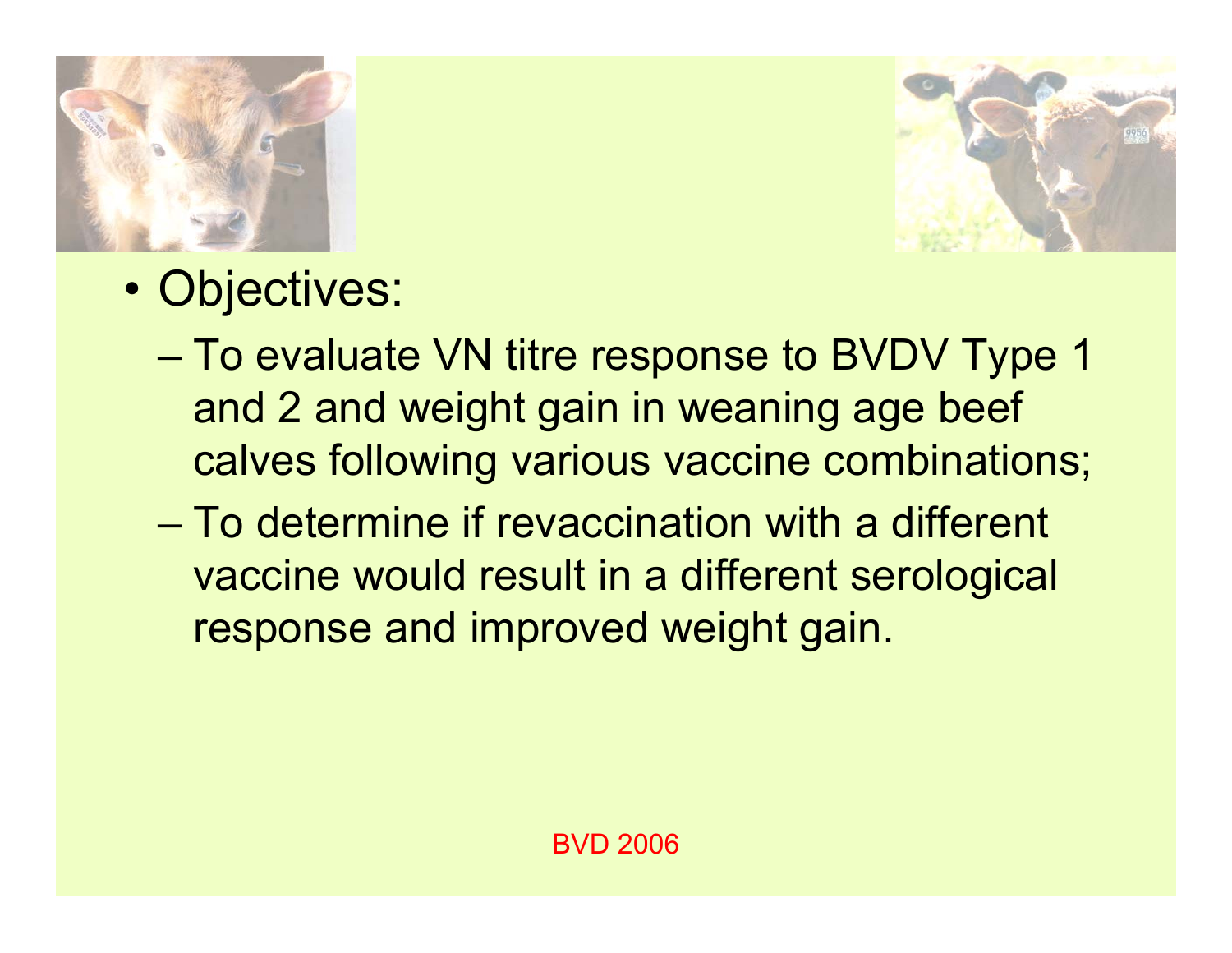- Objectives:
  - To evaluate VN titre response to BVDV Type 1 and 2 and weight gain in weaning age beef calves following various vaccine combinations;
  - To determine if revaccination with a different vaccine would result in a different serological response and improved weight gain.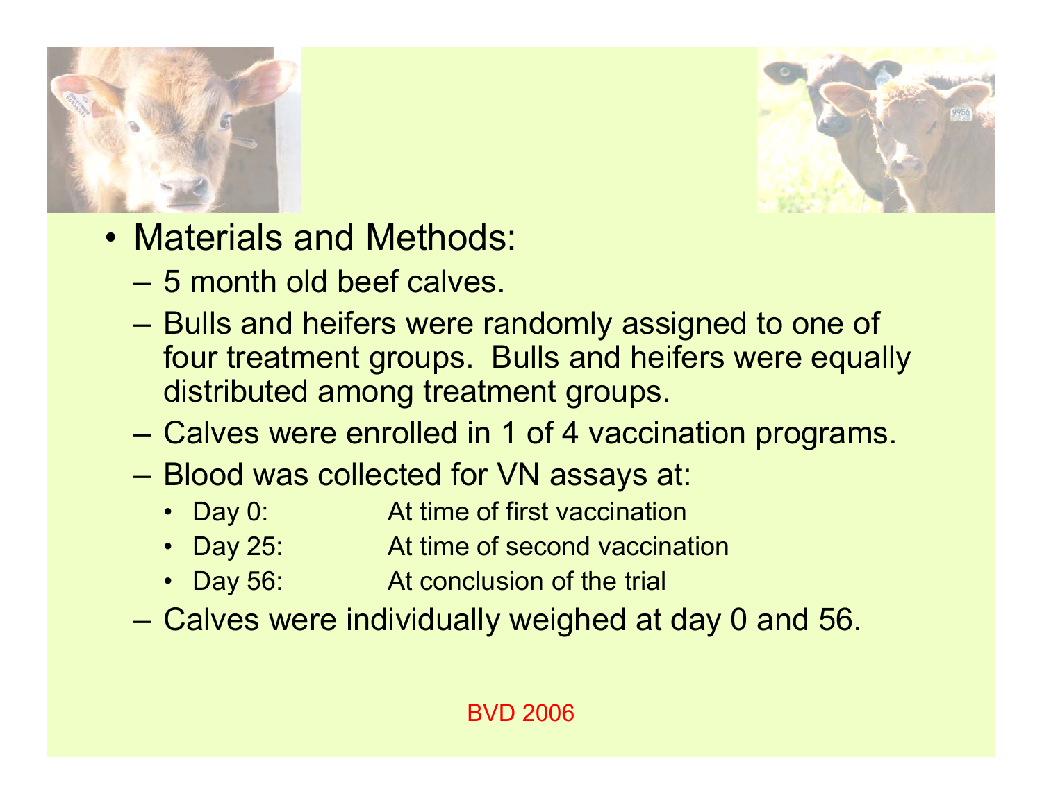- Materials and Methods:
  - 5 month old beef calves.
  - Bulls and heifers were randomly assigned to one of four treatment groups. Bulls and heifers were equally distributed among treatment groups.
  - Calves were enrolled in 1 of 4 vaccination programs.
  - Blood was collected for VN assays at:
    - Day 0: At time of first vaccination
    - Day 25: At time of second vaccination
    - Day 56: At conclusion of the trial
  - Calves were individually weighed at day 0 and 56.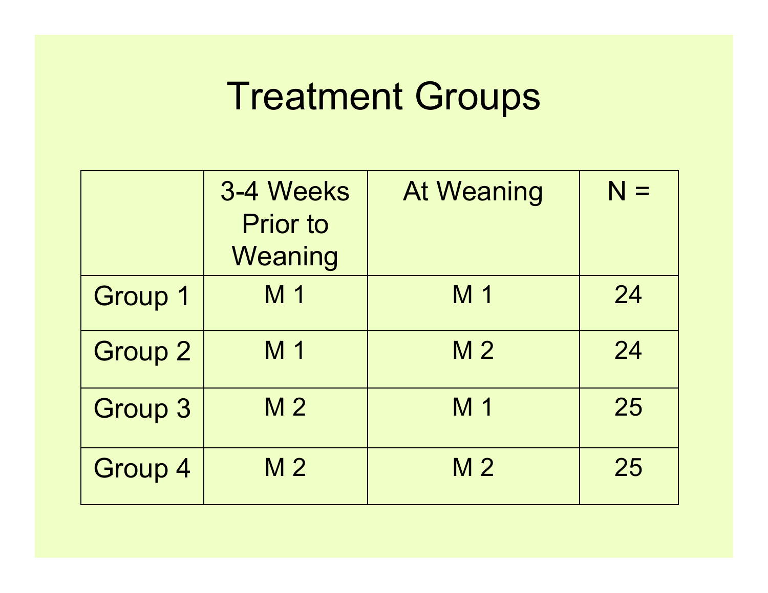# Treatment Groups

| | 3-4 Weeks Prior to Weaning | At Weaning | N = |
|---|---|---|---|
| Group 1 | M 1 | M 1 | 24 |
| Group 2 | M 1 | M 2 | 24 |
| Group 3 | M 2 | M 1 | 25 |
| Group 4 | M 2 | M 2 | 25 |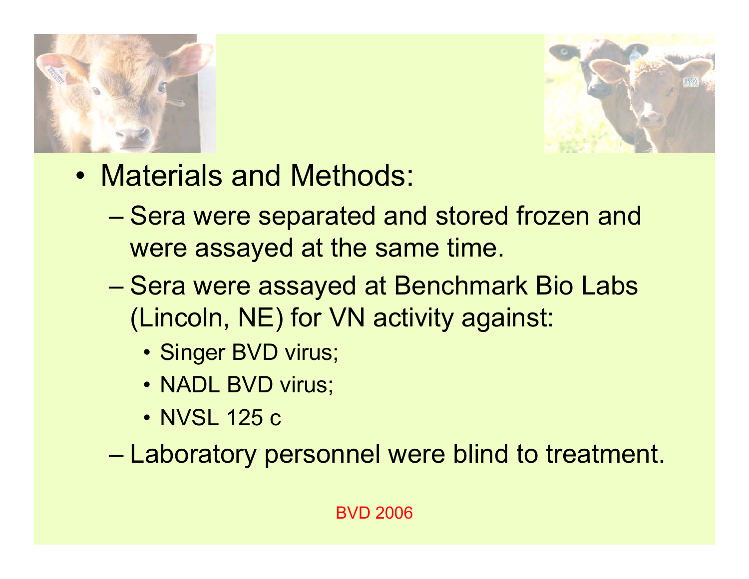- Materials and Methods:
  - Sera were separated and stored frozen and were assayed at the same time.
  - Sera were assayed at Benchmark Bio Labs (Lincoln, NE) for VN activity against:
    - Singer BVD virus;
    - NADL BVD virus;
    - NVSL 125 c
  - Laboratory personnel were blind to treatment.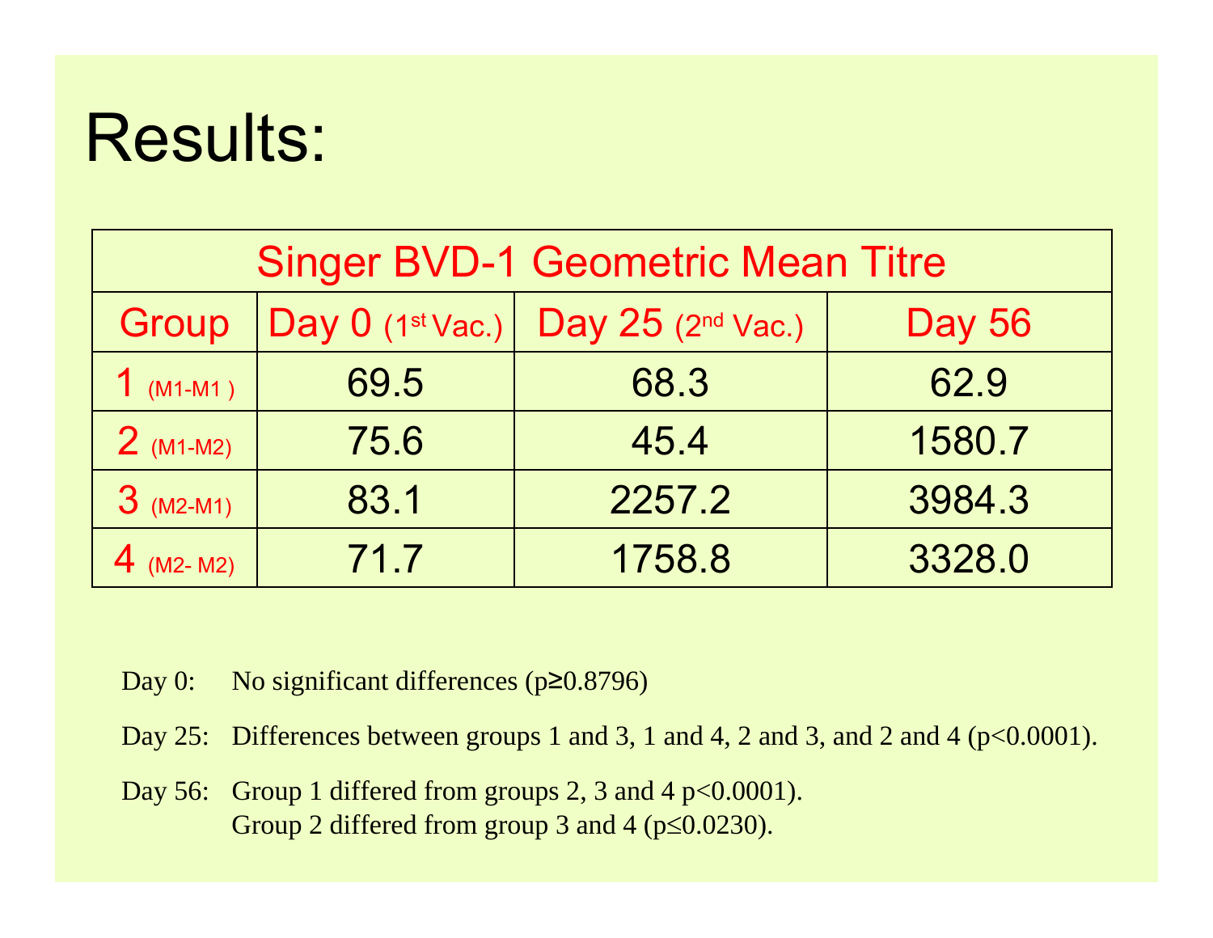# Results:

| Singer BVD-1 Geometric Mean Titre | | | |
|---|---|---|---|
| Group | Day 0 (1st Vac.) | Day 25 (2nd Vac.) | Day 56 |
| 1 (M1-M1 ) | 69.5 | 68.3 | 62.9 |
| 2 (M1-M2) | 75.6 | 45.4 | 1580.7 |
| 3 (M2-M1) | 83.1 | 2257.2 | 3984.3 |
| 4 (M2- M2) | 71.7 | 1758.8 | 3328.0 |

Day 0: No significant differences ($p \geq 0.8796$)

Day 25: Differences between groups 1 and 3, 1 and 4, 2 and 3, and 2 and 4 ($p<0.0001$).

Day 56: Group 1 differed from groups 2, 3 and 4 $p<0.0001$).
Group 2 differed from group 3 and 4 ($p \leq 0.0230$).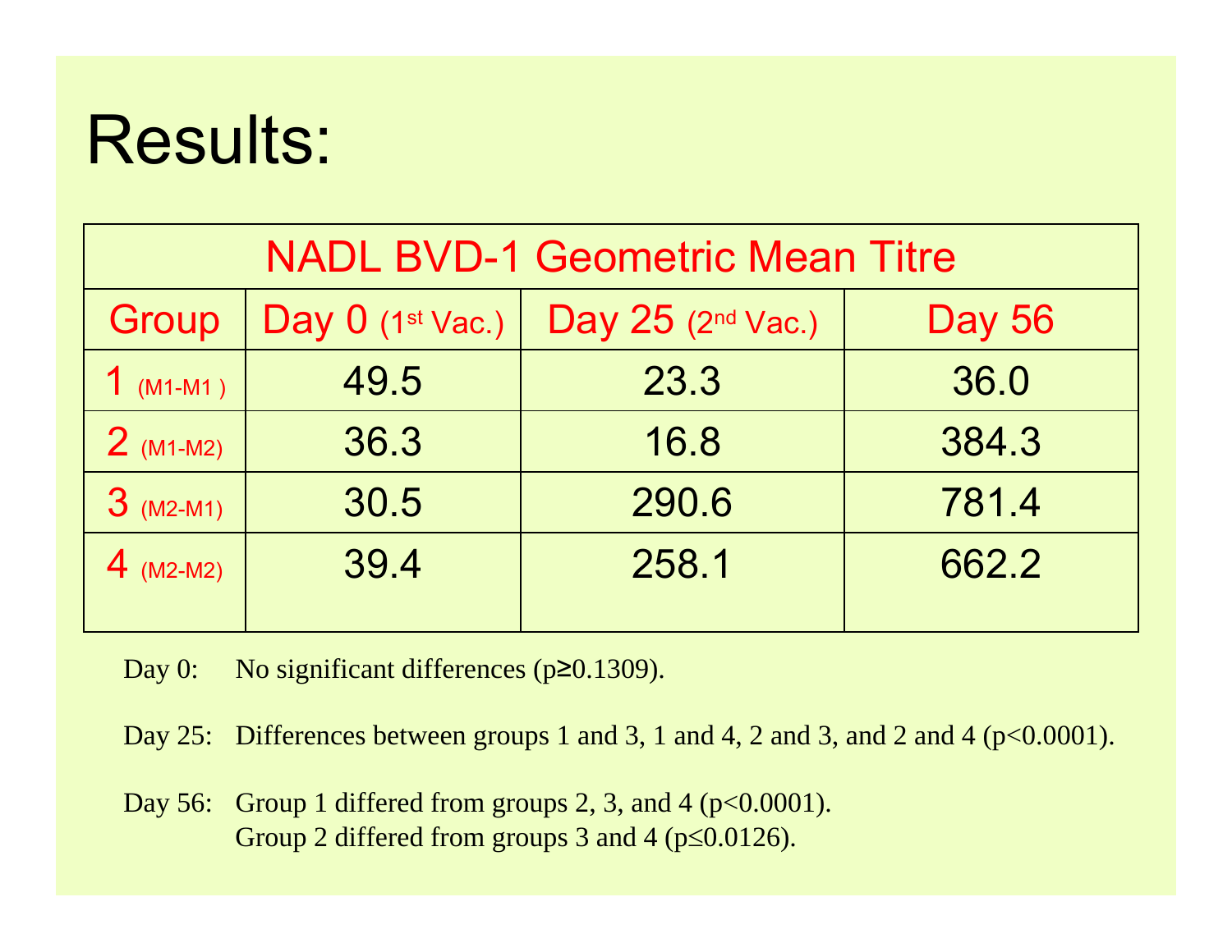# Results:

| NADL BVD-1 Geometric Mean Titre | | | |
|---|---|---|---|
| Group | Day 0 (1st Vac.) | Day 25 (2nd Vac.) | Day 56 |
| 1 (M1-M1) | 49.5 | 23.3 | 36.0 |
| 2 (M1-M2) | 36.3 | 16.8 | 384.3 |
| 3 (M2-M1) | 30.5 | 290.6 | 781.4 |
| 4 (M2-M2) | 39.4 | 258.1 | 662.2 |

Day 0: No significant differences ($p \geq 0.1309$).

Day 25: Differences between groups 1 and 3, 1 and 4, 2 and 3, and 2 and 4 ($p < 0.0001$).

Day 56: Group 1 differed from groups 2, 3, and 4 ($p < 0.0001$).
Group 2 differed from groups 3 and 4 ($p \leq 0.0126$).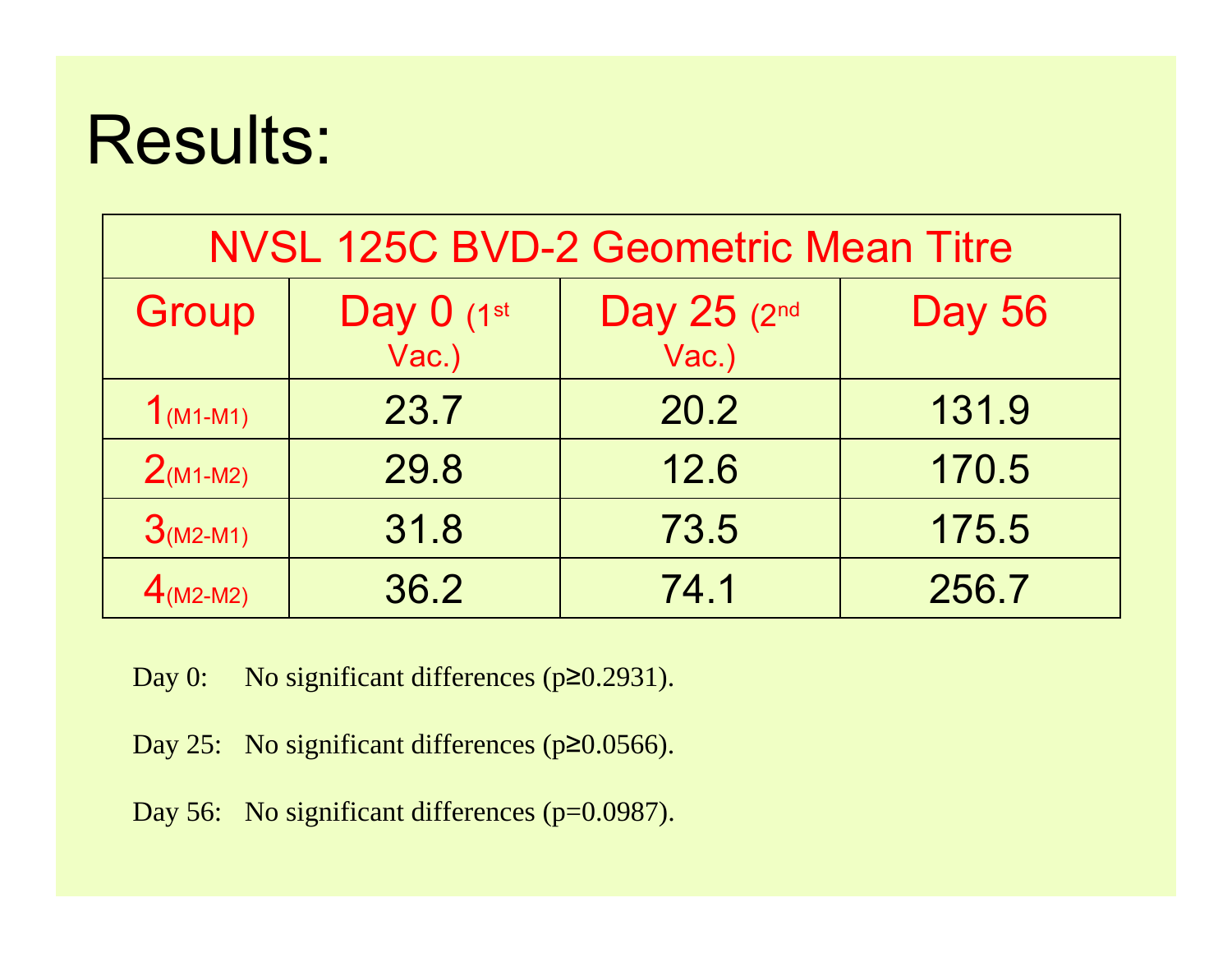# Results:

| NVSL 125C BVD-2 Geometric Mean Titre | | | |
|---|---|---|---|
| Group | Day 0 (1st Vac.) | Day 25 (2nd Vac.) | Day 56 |
| 1 (M1-M1) | 23.7 | 20.2 | 131.9 |
| 2 (M1-M2) | 29.8 | 12.6 | 170.5 |
| 3 (M2-M1) | 31.8 | 73.5 | 175.5 |
| 4 (M2-M2) | 36.2 | 74.1 | 256.7 |

Day 0: No significant differences ($p \geq 0.2931$).

Day 25: No significant differences ($p \geq 0.0566$).

Day 56: No significant differences ($p = 0.0987$).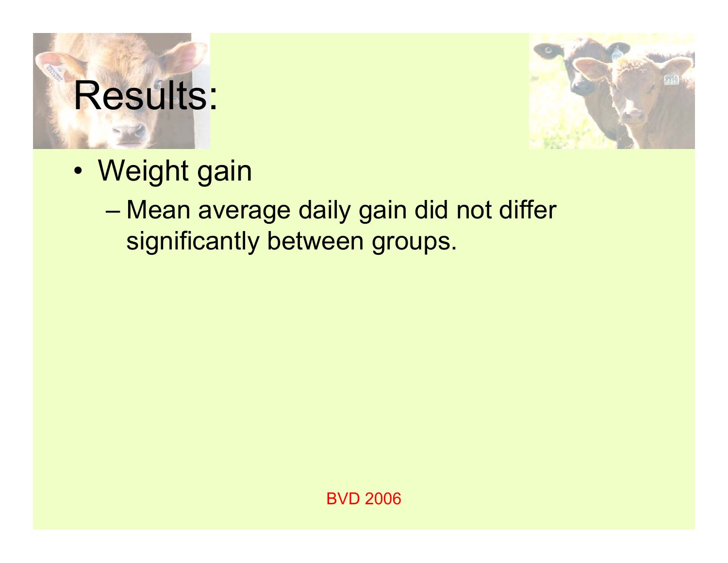# Results:

- Weight gain
  - Mean average daily gain did not differ significantly between groups.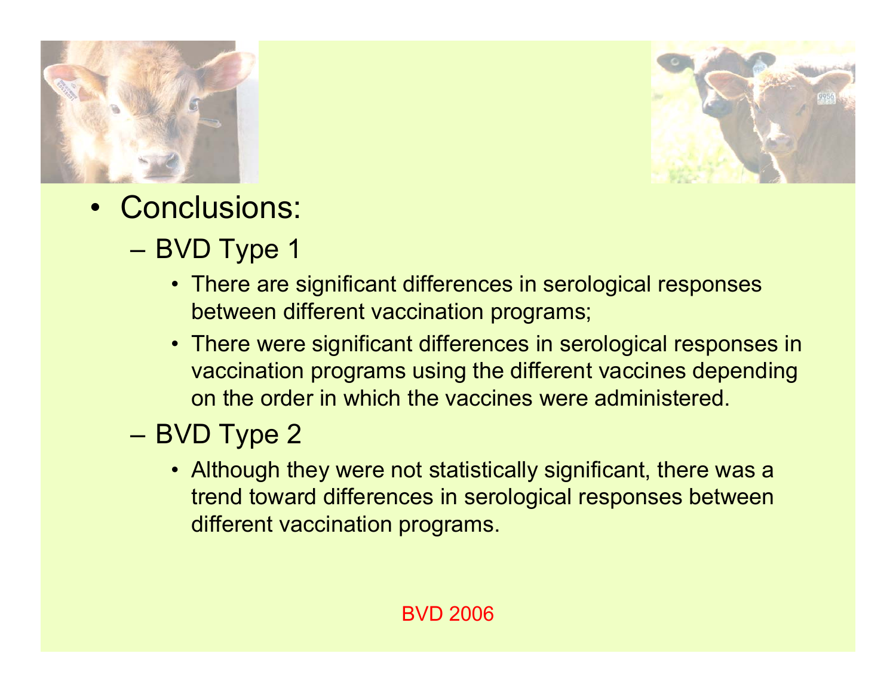- Conclusions:
  - BVD Type 1
    - There are significant differences in serological responses between different vaccination programs;
    - There were significant differences in serological responses in vaccination programs using the different vaccines depending on the order in which the vaccines were administered.
  - BVD Type 2
    - Although they were not statistically significant, there was a trend toward differences in serological responses between different vaccination programs.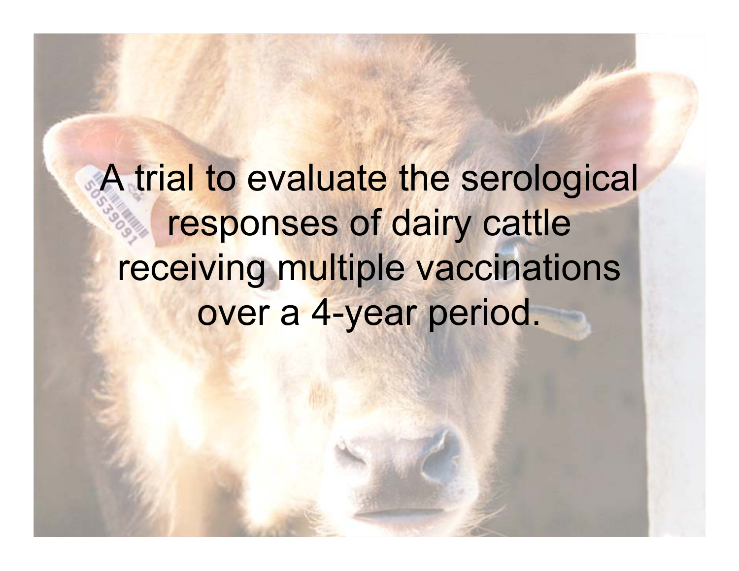A trial to evaluate the serological responses of dairy cattle receiving multiple vaccinations over a 4-year period.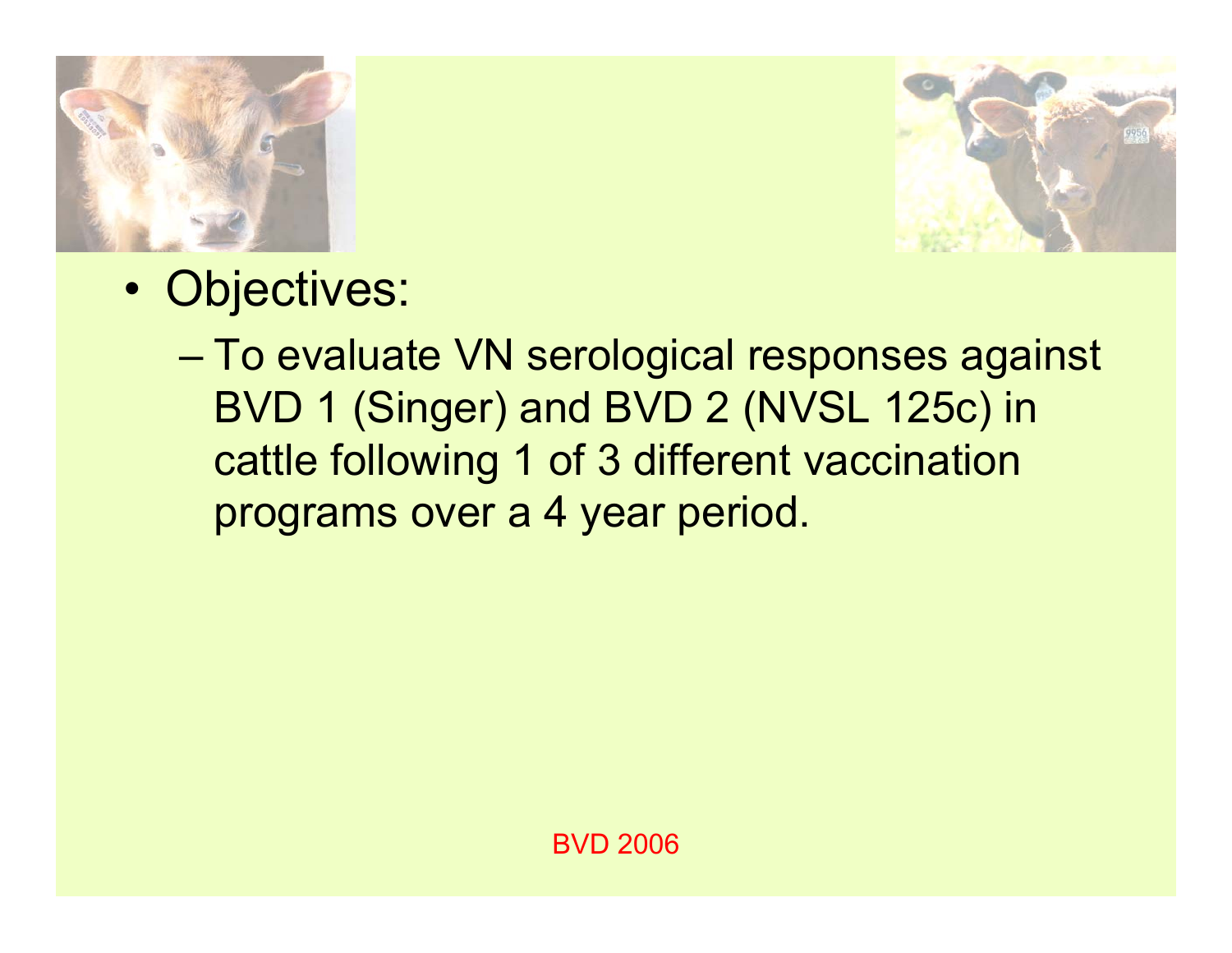- Objectives:
  - To evaluate VN serological responses against BVD 1 (Singer) and BVD 2 (NVSL 125c) in cattle following 1 of 3 different vaccination programs over a 4 year period.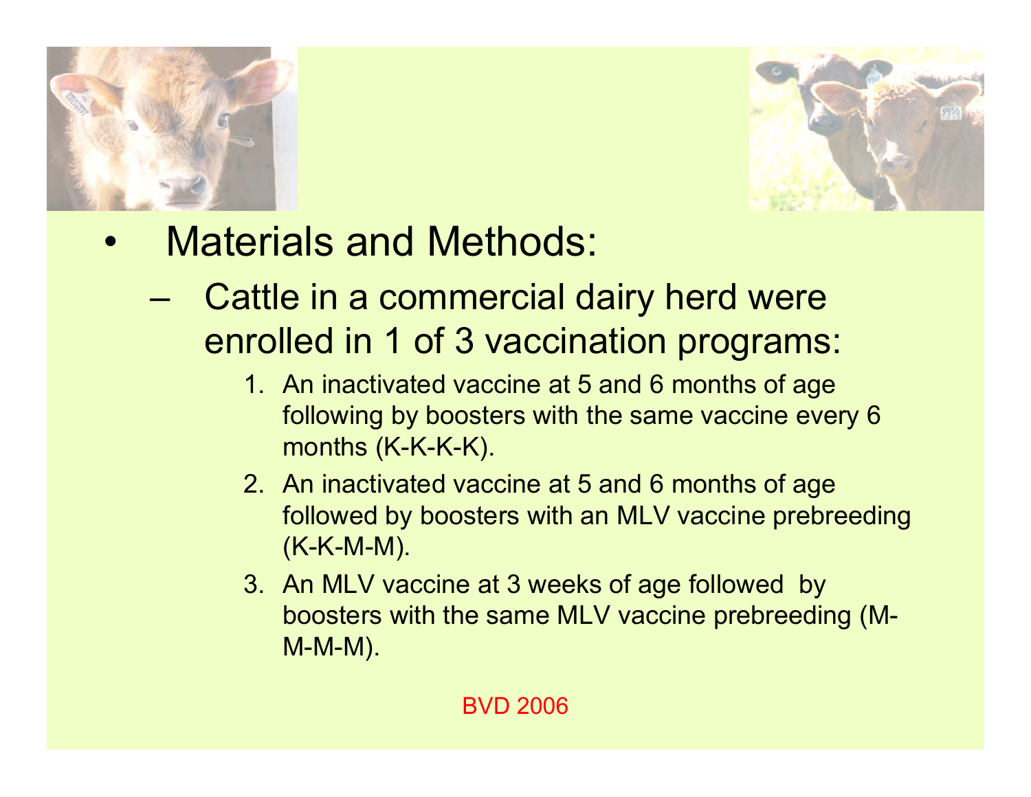- Materials and Methods:
  - Cattle in a commercial dairy herd were enrolled in 1 of 3 vaccination programs:
    1. An inactivated vaccine at 5 and 6 months of age following by boosters with the same vaccine every 6 months (K-K-K-K).
    2. An inactivated vaccine at 5 and 6 months of age followed by boosters with an MLV vaccine prebreeding (K-K-M-M).
    3. An MLV vaccine at 3 weeks of age followed by boosters with the same MLV vaccine prebreeding (M-M-M-M).

BVD 2006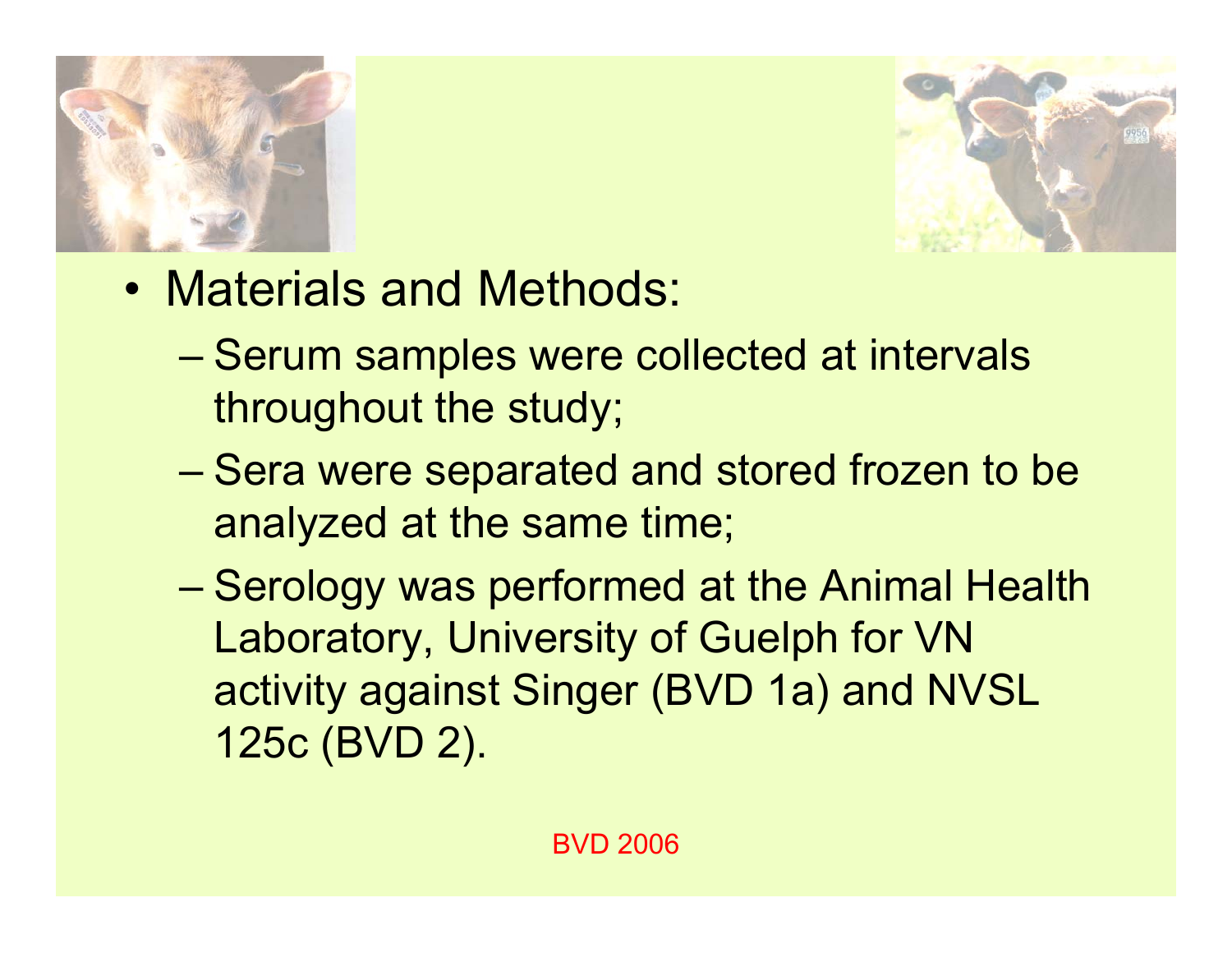- Materials and Methods:
  - Serum samples were collected at intervals throughout the study;
  - Sera were separated and stored frozen to be analyzed at the same time;
  - Serology was performed at the Animal Health Laboratory, University of Guelph for VN activity against Singer (BVD 1a) and NVSL 125c (BVD 2).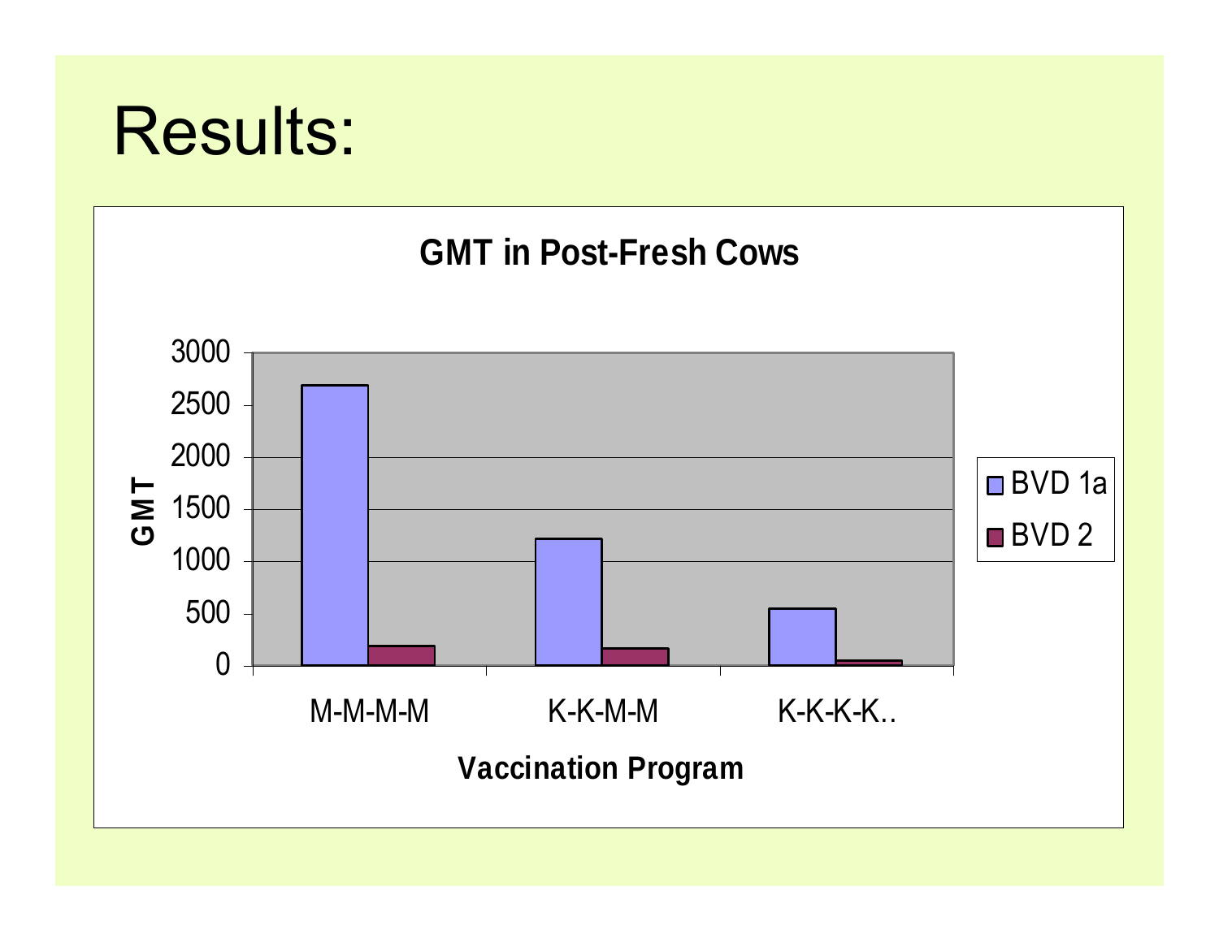# Results:

**GMT in Post-Fresh Cows**

| Vaccination Program | BVD 1a | BVD 2 |
| --- | --- | --- |
| M-M-M-M | ~2700 | ~190 |
| K-K-M-M | ~1220 | ~170 |
| K-K-K-K.. | ~550 | ~50 |

Y-axis: GMT (0–3000)

X-axis: Vaccination Program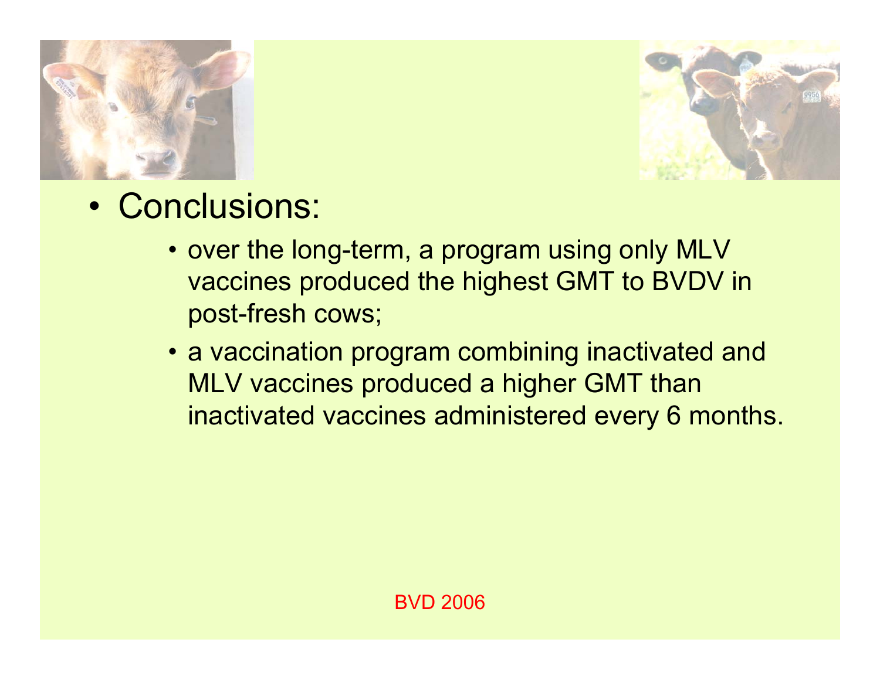- Conclusions:
  - over the long-term, a program using only MLV vaccines produced the highest GMT to BVDV in post-fresh cows;
  - a vaccination program combining inactivated and MLV vaccines produced a higher GMT than inactivated vaccines administered every 6 months.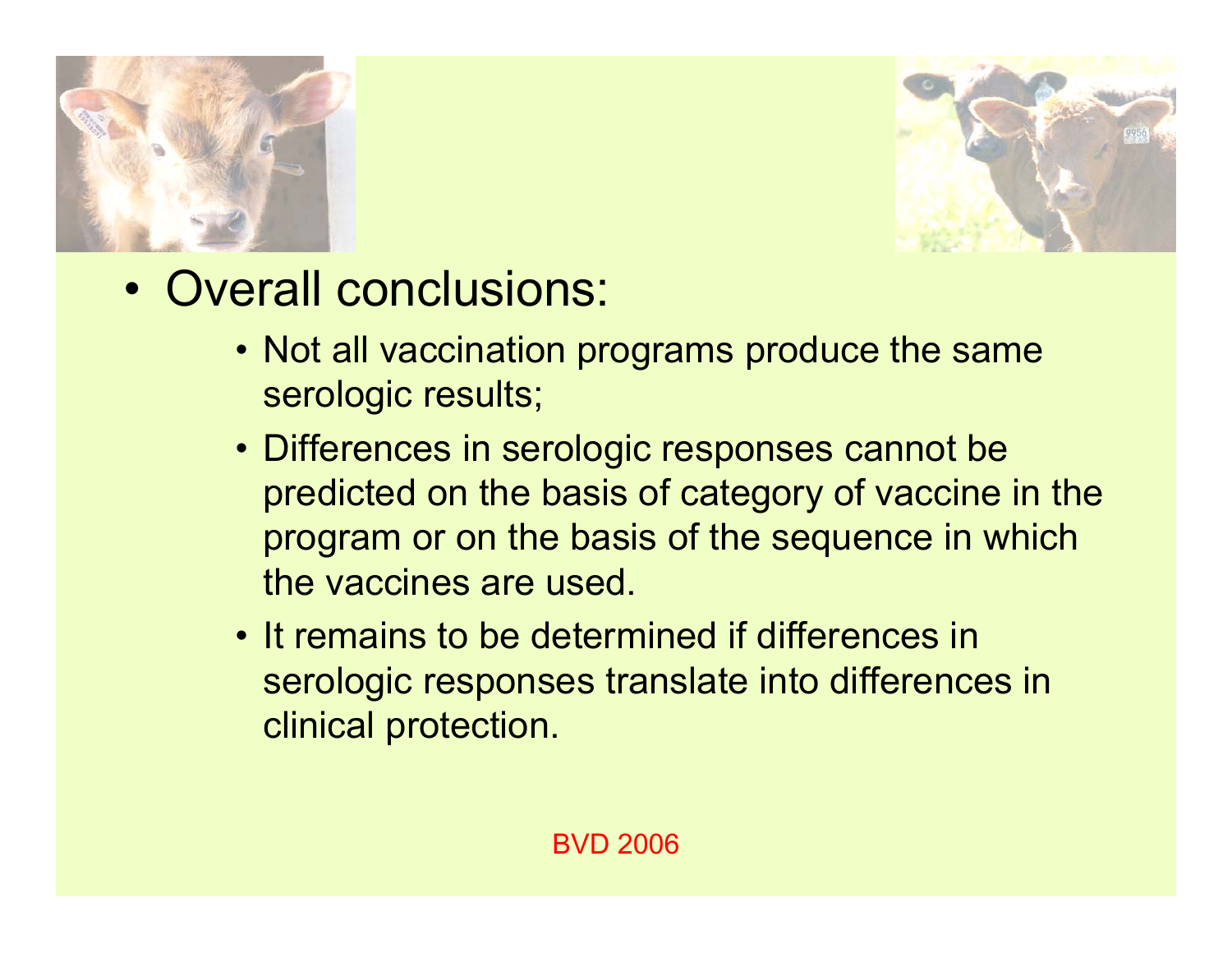- Overall conclusions:
  - Not all vaccination programs produce the same serologic results;
  - Differences in serologic responses cannot be predicted on the basis of category of vaccine in the program or on the basis of the sequence in which the vaccines are used.
  - It remains to be determined if differences in serologic responses translate into differences in clinical protection.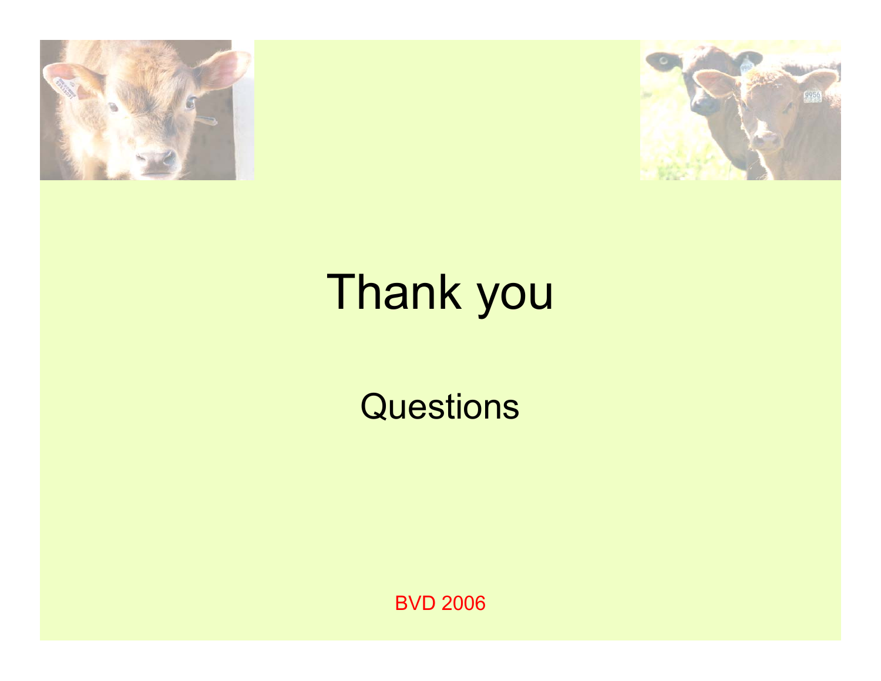# Thank you

Questions

BVD 2006